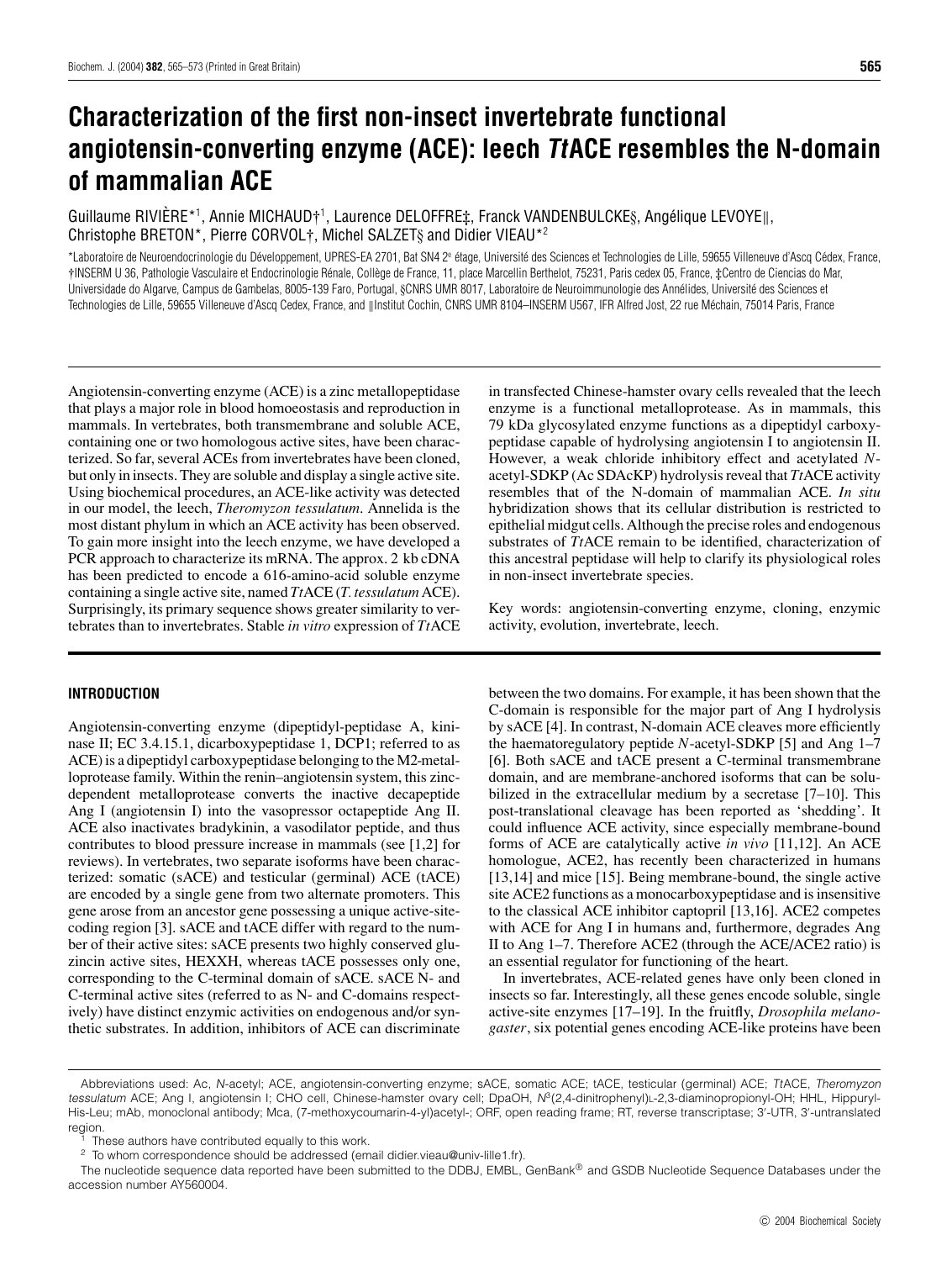# Characterization of the first non-insect invertebrate functional angiotensin-converting enzyme (ACE): leech *Tt*ACE resembles the N-domain of mammalian ACE

Guillaume RIVIÈRE*[1], Annie MICHAUD†[1], Laurence DELOFFRE‡, Franck VANDENBULCKE§, Angélique LEVOYE‖, Christophe BRETON*, Pierre CORVOL†, Michel SALZET§ and Didier VIEAU*[2]

*Laboratoire de Neuroendocrinologie du Développement, UPRES-EA 2701, Bat SN4 2e étage, Université des Sciences et Technologies de Lille, 59655 Villeneuve d'Ascq Cédex, France, †INSERM U 36, Pathologie Vasculaire et Endocrinologie Rénale, Collège de France, 11, place Marcellin Berthelot, 75231, Paris cedex 05, France, ‡Centro de Ciencias do Mar, Universidade do Algarve, Campus de Gambelas, 8005-139 Faro, Portugal, §CNRS UMR 8017, Laboratoire de Neuroimmunologie des Annélides, Université des Sciences et Technologies de Lille, 59655 Villeneuve d'Ascq Cedex, France, and ‖Institut Cochin, CNRS UMR 8104–INSERM U567, IFR Alfred Jost, 22 rue Méchain, 75014 Paris, France

Angiotensin-converting enzyme (ACE) is a zinc metallopeptidase that plays a major role in blood homoeostasis and reproduction in mammals. In vertebrates, both transmembrane and soluble ACE, containing one or two homologous active sites, have been characterized. So far, several ACEs from invertebrates have been cloned, but only in insects. They are soluble and display a single active site. Using biochemical procedures, an ACE-like activity was detected in our model, the leech, *Theromyzon tessulatum*. Annelida is the most distant phylum in which an ACE activity has been observed. To gain more insight into the leech enzyme, we have developed a PCR approach to characterize its mRNA. The approx. 2 kb cDNA has been predicted to encode a 616-amino-acid soluble enzyme containing a single active site, named *Tt*ACE (*T. tessulatum* ACE). Surprisingly, its primary sequence shows greater similarity to vertebrates than to invertebrates. Stable *in vitro* expression of *Tt*ACE in transfected Chinese-hamster ovary cells revealed that the leech enzyme is a functional metalloprotease. As in mammals, this 79 kDa glycosylated enzyme functions as a dipeptidyl carboxypeptidase capable of hydrolysing angiotensin I to angiotensin II. However, a weak chloride inhibitory effect and acetylated *N*-acetyl-SDKP (Ac SDAcKP) hydrolysis reveal that *Tt*ACE activity resembles that of the N-domain of mammalian ACE. *In situ* hybridization shows that its cellular distribution is restricted to epithelial midgut cells. Although the precise roles and endogenous substrates of *Tt*ACE remain to be identified, characterization of this ancestral peptidase will help to clarify its physiological roles in non-insect invertebrate species.

Key words: angiotensin-converting enzyme, cloning, enzymic activity, evolution, invertebrate, leech.

## INTRODUCTION

Angiotensin-converting enzyme (dipeptidyl-peptidase A, kininase II; EC 3.4.15.1, dicarboxypeptidase 1, DCP1; referred to as ACE) is a dipeptidyl carboxypeptidase belonging to the M2-metalloprotease family. Within the renin–angiotensin system, this zinc-dependent metalloprotease converts the inactive decapeptide Ang I (angiotensin I) into the vasopressor octapeptide Ang II. ACE also inactivates bradykinin, a vasodilator peptide, and thus contributes to blood pressure increase in mammals (see [1,2] for reviews). In vertebrates, two separate isoforms have been characterized: somatic (sACE) and testicular (germinal) ACE (tACE) are encoded by a single gene from two alternate promoters. This gene arose from an ancestor gene possessing a unique active-site-coding region [3]. sACE and tACE differ with regard to the number of their active sites: sACE presents two highly conserved gluzincin active sites, HEXXH, whereas tACE possesses only one, corresponding to the C-terminal domain of sACE. sACE N- and C-terminal active sites (referred to as N- and C-domains respectively) have distinct enzymic activities on endogenous and/or synthetic substrates. In addition, inhibitors of ACE can discriminate between the two domains. For example, it has been shown that the C-domain is responsible for the major part of Ang I hydrolysis by sACE [4]. In contrast, N-domain ACE cleaves more efficiently the haematoregulatory peptide *N*-acetyl-SDKP [5] and Ang 1–7 [6]. Both sACE and tACE present a C-terminal transmembrane domain, and are membrane-anchored isoforms that can be solubilized in the extracellular medium by a secretase [7–10]. This post-translational cleavage has been reported as 'shedding'. It could influence ACE activity, since especially membrane-bound forms of ACE are catalytically active *in vivo* [11,12]. An ACE homologue, ACE2, has recently been characterized in humans [13,14] and mice [15]. Being membrane-bound, the single active site ACE2 functions as a monocarboxypeptidase and is insensitive to the classical ACE inhibitor captopril [13,16]. ACE2 competes with ACE for Ang I in humans and, furthermore, degrades Ang II to Ang 1–7. Therefore ACE2 (through the ACE/ACE2 ratio) is an essential regulator for functioning of the heart.

In invertebrates, ACE-related genes have only been cloned in insects so far. Interestingly, all these genes encode soluble, single active-site enzymes [17–19]. In the fruitfly, *Drosophila melanogaster*, six potential genes encoding ACE-like proteins have been

---

Abbreviations used: Ac, *N*-acetyl; ACE, angiotensin-converting enzyme; sACE, somatic ACE; tACE, testicular (germinal) ACE; *Tt*ACE, *Theromyzon tessulatum* ACE; Ang I, angiotensin I; CHO cell, Chinese-hamster ovary cell; DpaOH, $N^3$(2,4-dinitrophenyl)L-2,3-diaminopropionyl-OH; HHL, Hippuryl-His-Leu; mAb, monoclonal antibody; Mca, (7-methoxycoumarin-4-yl)acetyl-; ORF, open reading frame; RT, reverse transcriptase; 3′-UTR, 3′-untranslated region.

[1] These authors have contributed equally to this work.

[2] To whom correspondence should be addressed (email didier.vieau@univ-lille1.fr).

The nucleotide sequence data reported have been submitted to the DDBJ, EMBL, GenBank® and GSDB Nucleotide Sequence Databases under the accession number AY560004.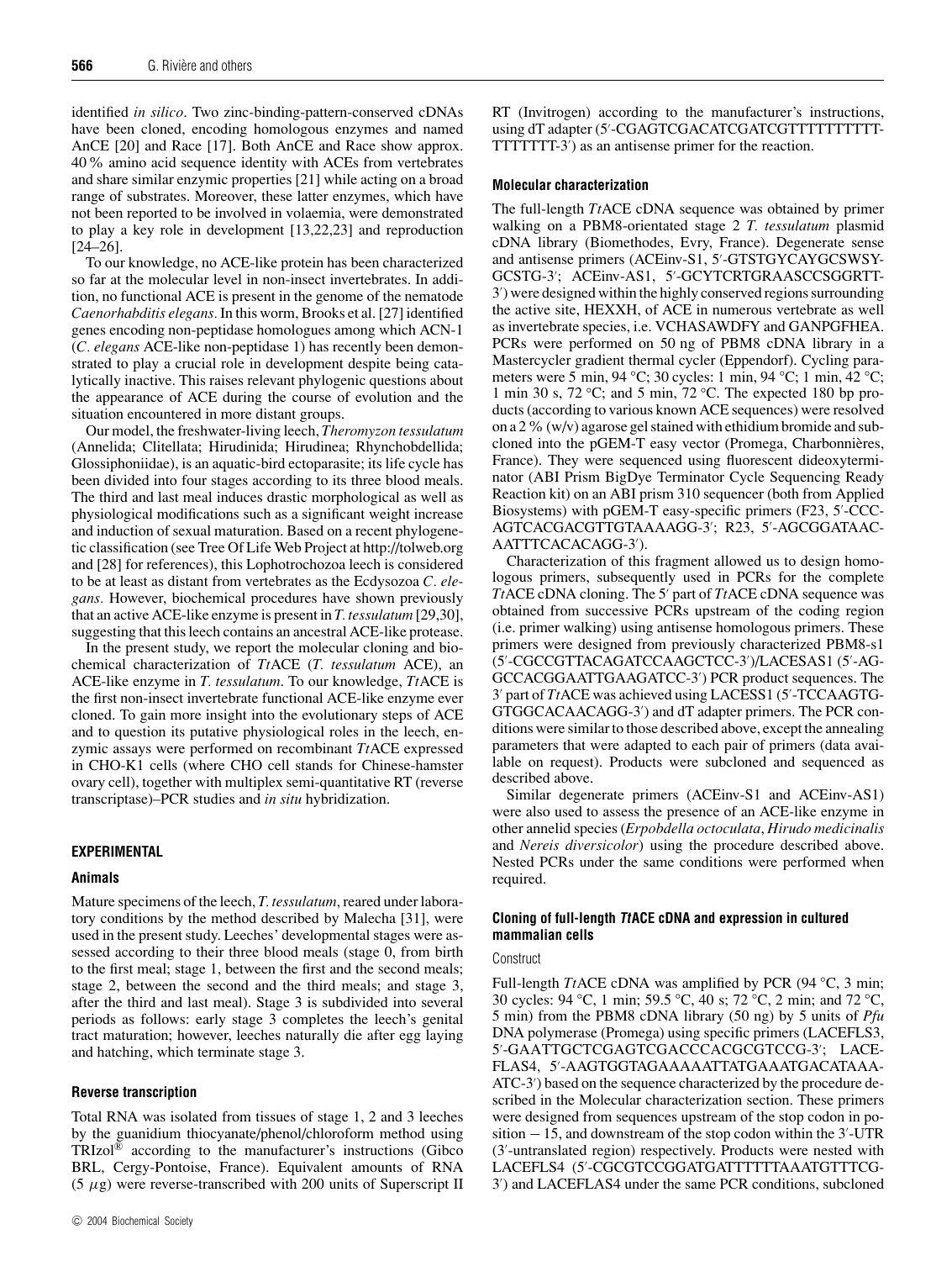identified *in silico*. Two zinc-binding-pattern-conserved cDNAs have been cloned, encoding homologous enzymes and named AnCE [20] and Race [17]. Both AnCE and Race show approx. 40 % amino acid sequence identity with ACEs from vertebrates and share similar enzymic properties [21] while acting on a broad range of substrates. Moreover, these latter enzymes, which have not been reported to be involved in volaemia, were demonstrated to play a key role in development [13,22,23] and reproduction [24–26].

To our knowledge, no ACE-like protein has been characterized so far at the molecular level in non-insect invertebrates. In addition, no functional ACE is present in the genome of the nematode *Caenorhabditis elegans*. In this worm, Brooks et al. [27] identified genes encoding non-peptidase homologues among which ACN-1 (*C. elegans* ACE-like non-peptidase 1) has recently been demonstrated to play a crucial role in development despite being catalytically inactive. This raises relevant phylogenic questions about the appearance of ACE during the course of evolution and the situation encountered in more distant groups.

Our model, the freshwater-living leech, *Theromyzon tessulatum* (Annelida; Clitellata; Hirudinida; Hirudinea; Rhynchobdellida; Glossiphoniidae), is an aquatic-bird ectoparasite; its life cycle has been divided into four stages according to its three blood meals. The third and last meal induces drastic morphological as well as physiological modifications such as a significant weight increase and induction of sexual maturation. Based on a recent phylogenetic classification (see Tree Of Life Web Project at http://tolweb.org and [28] for references), this Lophotrochozoa leech is considered to be at least as distant from vertebrates as the Ecdysozoa *C. elegans*. However, biochemical procedures have shown previously that an active ACE-like enzyme is present in *T. tessulatum* [29,30], suggesting that this leech contains an ancestral ACE-like protease.

In the present study, we report the molecular cloning and biochemical characterization of *Tt*ACE (*T. tessulatum* ACE), an ACE-like enzyme in *T. tessulatum*. To our knowledge, *Tt*ACE is the first non-insect invertebrate functional ACE-like enzyme ever cloned. To gain more insight into the evolutionary steps of ACE and to question its putative physiological roles in the leech, enzymic assays were performed on recombinant *Tt*ACE expressed in CHO-K1 cells (where CHO cell stands for Chinese-hamster ovary cell), together with multiplex semi-quantitative RT (reverse transcriptase)–PCR studies and *in situ* hybridization.

## EXPERIMENTAL

### Animals

Mature specimens of the leech, *T. tessulatum*, reared under laboratory conditions by the method described by Malecha [31], were used in the present study. Leeches' developmental stages were assessed according to their three blood meals (stage 0, from birth to the first meal; stage 1, between the first and the second meals; stage 2, between the second and the third meals; and stage 3, after the third and last meal). Stage 3 is subdivided into several periods as follows: early stage 3 completes the leech's genital tract maturation; however, leeches naturally die after egg laying and hatching, which terminate stage 3.

### Reverse transcription

Total RNA was isolated from tissues of stage 1, 2 and 3 leeches by the guanidium thiocyanate/phenol/chloroform method using TRIzol® according to the manufacturer's instructions (Gibco BRL, Cergy-Pontoise, France). Equivalent amounts of RNA (5 $\mu$g) were reverse-transcribed with 200 units of Superscript II RT (Invitrogen) according to the manufacturer's instructions, using dT adapter (5′-CGAGTCGACATCGATCGTTTTTTTTTT-TTTTTTT-3′) as an antisense primer for the reaction.

### Molecular characterization

The full-length *Tt*ACE cDNA sequence was obtained by primer walking on a PBM8-orientated stage 2 *T. tessulatum* plasmid cDNA library (Biomethodes, Evry, France). Degenerate sense and antisense primers (ACEinv-S1, 5′-GTSTGYCAYGCSWSY-GCSTG-3′; ACEinv-AS1, 5′-GCYTCRTGRAASCCSGGRTT-3′) were designed within the highly conserved regions surrounding the active site, HEXXH, of ACE in numerous vertebrate as well as invertebrate species, i.e. VCHASAWDFY and GANPGFHEA. PCRs were performed on 50 ng of PBM8 cDNA library in a Mastercycler gradient thermal cycler (Eppendorf). Cycling parameters were 5 min, 94 °C; 30 cycles: 1 min, 94 °C; 1 min, 42 °C; 1 min 30 s, 72 °C; and 5 min, 72 °C. The expected 180 bp products (according to various known ACE sequences) were resolved on a 2 % (w/v) agarose gel stained with ethidium bromide and subcloned into the pGEM-T easy vector (Promega, Charbonnières, France). They were sequenced using fluorescent dideoxyterminator (ABI Prism BigDye Terminator Cycle Sequencing Ready Reaction kit) on an ABI prism 310 sequencer (both from Applied Biosystems) with pGEM-T easy-specific primers (F23, 5′-CCC-AGTCACGACGTTGTAAAAGG-3′; R23, 5′-AGCGGATAAC-AATTTCACACAGG-3′).

Characterization of this fragment allowed us to design homologous primers, subsequently used in PCRs for the complete *Tt*ACE cDNA cloning. The 5′ part of *Tt*ACE cDNA sequence was obtained from successive PCRs upstream of the coding region (i.e. primer walking) using antisense homologous primers. These primers were designed from previously characterized PBM8-s1 (5′-CGCCGTTACAGATCCAAGCTCC-3′)/LACESAS1 (5′-AG-GCCACGGAATTGAAGATCC-3′) PCR product sequences. The 3′ part of *Tt*ACE was achieved using LACESS1 (5′-TCCAAGTG-GTGGCACAACAGG-3′) and dT adapter primers. The PCR conditions were similar to those described above, except the annealing parameters that were adapted to each pair of primers (data available on request). Products were subcloned and sequenced as described above.

Similar degenerate primers (ACEinv-S1 and ACEinv-AS1) were also used to assess the presence of an ACE-like enzyme in other annelid species (*Erpobdella octoculata*, *Hirudo medicinalis* and *Nereis diversicolor*) using the procedure described above. Nested PCRs under the same conditions were performed when required.

### Cloning of full-length *Tt*ACE cDNA and expression in cultured mammalian cells

#### Construct

Full-length *Tt*ACE cDNA was amplified by PCR (94 °C, 3 min; 30 cycles: 94 °C, 1 min; 59.5 °C, 40 s; 72 °C, 2 min; and 72 °C, 5 min) from the PBM8 cDNA library (50 ng) by 5 units of *Pfu* DNA polymerase (Promega) using specific primers (LACEFLS3, 5′-GAATTGCTCGAGTCGACCCACGCGTCCG-3′; LACE-FLAS4, 5′-AAGTGGTAGAAAAATTATGAAATGACATAAA-ATC-3′) based on the sequence characterized by the procedure described in the Molecular characterization section. These primers were designed from sequences upstream of the stop codon in position − 15, and downstream of the stop codon within the 3′-UTR (3′-untranslated region) respectively. Products were nested with LACEFLS4 (5′-CGCGTCCGGATGATTTTTTAAATGTTTCG-3′) and LACEFLAS4 under the same PCR conditions, subcloned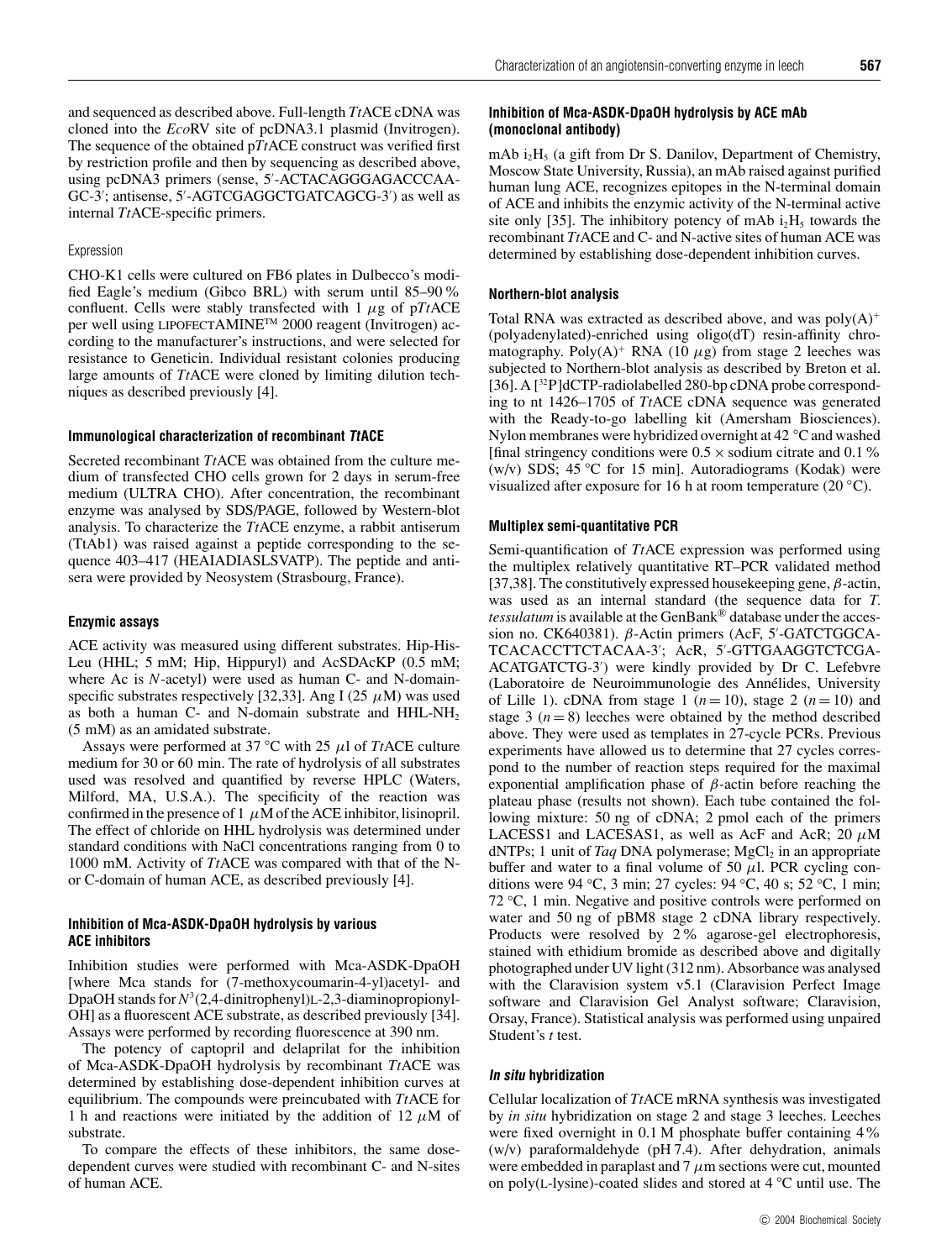and sequenced as described above. Full-length *Tt*ACE cDNA was cloned into the *Eco*RV site of pcDNA3.1 plasmid (Invitrogen). The sequence of the obtained p*Tt*ACE construct was verified first by restriction profile and then by sequencing as described above, using pcDNA3 primers (sense, 5′-ACTACAGGGAGACCCAA-GC-3′; antisense, 5′-AGTCGAGGCTGATCAGCG-3′) as well as internal *Tt*ACE-specific primers.

### Expression

CHO-K1 cells were cultured on FB6 plates in Dulbecco's modified Eagle's medium (Gibco BRL) with serum until 85–90 % confluent. Cells were stably transfected with 1 $\mu$g of p*Tt*ACE per well using LIPOFECTAMINE™ 2000 reagent (Invitrogen) according to the manufacturer's instructions, and were selected for resistance to Geneticin. Individual resistant colonies producing large amounts of *Tt*ACE were cloned by limiting dilution techniques as described previously [4].

## Immunological characterization of recombinant *Tt*ACE

Secreted recombinant *Tt*ACE was obtained from the culture medium of transfected CHO cells grown for 2 days in serum-free medium (ULTRA CHO). After concentration, the recombinant enzyme was analysed by SDS/PAGE, followed by Western-blot analysis. To characterize the *Tt*ACE enzyme, a rabbit antiserum (TtAb1) was raised against a peptide corresponding to the sequence 403–417 (HEAIADIASLSVATP). The peptide and antisera were provided by Neosystem (Strasbourg, France).

## Enzymic assays

ACE activity was measured using different substrates. Hip-His-Leu (HHL; 5 mM; Hip, Hippuryl) and AcSDAcKP (0.5 mM; where Ac is *N*-acetyl) were used as human C- and N-domain-specific substrates respectively [32,33]. Ang I (25 $\mu$M) was used as both a human C- and N-domain substrate and HHL-$NH_2$ (5 mM) as an amidated substrate.

Assays were performed at 37 °C with 25 $\mu$l of *Tt*ACE culture medium for 30 or 60 min. The rate of hydrolysis of all substrates used was resolved and quantified by reverse HPLC (Waters, Milford, MA, U.S.A.). The specificity of the reaction was confirmed in the presence of 1 $\mu$M of the ACE inhibitor, lisinopril. The effect of chloride on HHL hydrolysis was determined under standard conditions with NaCl concentrations ranging from 0 to 1000 mM. Activity of *Tt*ACE was compared with that of the N- or C-domain of human ACE, as described previously [4].

## Inhibition of Mca-ASDK-DpaOH hydrolysis by various ACE inhibitors

Inhibition studies were performed with Mca-ASDK-DpaOH [where Mca stands for (7-methoxycoumarin-4-yl)acetyl- and DpaOH stands for $N^3$(2,4-dinitrophenyl)L-2,3-diaminopropionyl-OH] as a fluorescent ACE substrate, as described previously [34]. Assays were performed by recording fluorescence at 390 nm.

The potency of captopril and delaprilat for the inhibition of Mca-ASDK-DpaOH hydrolysis by recombinant *Tt*ACE was determined by establishing dose-dependent inhibition curves at equilibrium. The compounds were preincubated with *Tt*ACE for 1 h and reactions were initiated by the addition of 12 $\mu$M of substrate.

To compare the effects of these inhibitors, the same dose-dependent curves were studied with recombinant C- and N-sites of human ACE.

## Inhibition of Mca-ASDK-DpaOH hydrolysis by ACE mAb (monoclonal antibody)

mAb $i_2H_5$ (a gift from Dr S. Danilov, Department of Chemistry, Moscow State University, Russia), an mAb raised against purified human lung ACE, recognizes epitopes in the N-terminal domain of ACE and inhibits the enzymic activity of the N-terminal active site only [35]. The inhibitory potency of mAb $i_2H_5$ towards the recombinant *Tt*ACE and C- and N-active sites of human ACE was determined by establishing dose-dependent inhibition curves.

## Northern-blot analysis

Total RNA was extracted as described above, and was poly(A)$^+$ (polyadenylated)-enriched using oligo(dT) resin-affinity chromatography. Poly(A)$^+$ RNA (10 $\mu$g) from stage 2 leeches was subjected to Northern-blot analysis as described by Breton et al. [36]. A [$^{32}$P]dCTP-radiolabelled 280-bp cDNA probe corresponding to nt 1426–1705 of *Tt*ACE cDNA sequence was generated with the Ready-to-go labelling kit (Amersham Biosciences). Nylon membranes were hybridized overnight at 42 °C and washed [final stringency conditions were 0.5 × sodium citrate and 0.1 % (w/v) SDS; 45 °C for 15 min]. Autoradiograms (Kodak) were visualized after exposure for 16 h at room temperature (20 °C).

## Multiplex semi-quantitative PCR

Semi-quantification of *Tt*ACE expression was performed using the multiplex relatively quantitative RT–PCR validated method [37,38]. The constitutively expressed housekeeping gene, $\beta$-actin, was used as an internal standard (the sequence data for *T. tessulatum* is available at the GenBank® database under the accession no. CK640381). $\beta$-Actin primers (AcF, 5′-GATCTGGCA-TCACACCTTCTACAA-3′; AcR, 5′-GTTGAAGGTCTCGA-ACATGATCTG-3′) were kindly provided by Dr C. Lefebvre (Laboratoire de Neuroimmunologie des Annélides, University of Lille 1). cDNA from stage 1 ($n = 10$), stage 2 ($n = 10$) and stage 3 ($n = 8$) leeches were obtained by the method described above. They were used as templates in 27-cycle PCRs. Previous experiments have allowed us to determine that 27 cycles correspond to the number of reaction steps required for the maximal exponential amplification phase of $\beta$-actin before reaching the plateau phase (results not shown). Each tube contained the following mixture: 50 ng of cDNA; 2 pmol each of the primers LACESS1 and LACESAS1, as well as AcF and AcR; 20 $\mu$M dNTPs; 1 unit of *Taq* DNA polymerase; $MgCl_2$ in an appropriate buffer and water to a final volume of 50 $\mu$l. PCR cycling conditions were 94 °C, 3 min; 27 cycles: 94 °C, 40 s; 52 °C, 1 min; 72 °C, 1 min. Negative and positive controls were performed on water and 50 ng of pBM8 stage 2 cDNA library respectively. Products were resolved by 2 % agarose-gel electrophoresis, stained with ethidium bromide as described above and digitally photographed under UV light (312 nm). Absorbance was analysed with the Claravision system v5.1 (Claravision Perfect Image software and Claravision Gel Analyst software; Claravision, Orsay, France). Statistical analysis was performed using unpaired Student's *t* test.

## *In situ* hybridization

Cellular localization of *Tt*ACE mRNA synthesis was investigated by *in situ* hybridization on stage 2 and stage 3 leeches. Leeches were fixed overnight in 0.1 M phosphate buffer containing 4 % (w/v) paraformaldehyde (pH 7.4). After dehydration, animals were embedded in paraplast and 7 $\mu$m sections were cut, mounted on poly(L-lysine)-coated slides and stored at 4 °C until use. The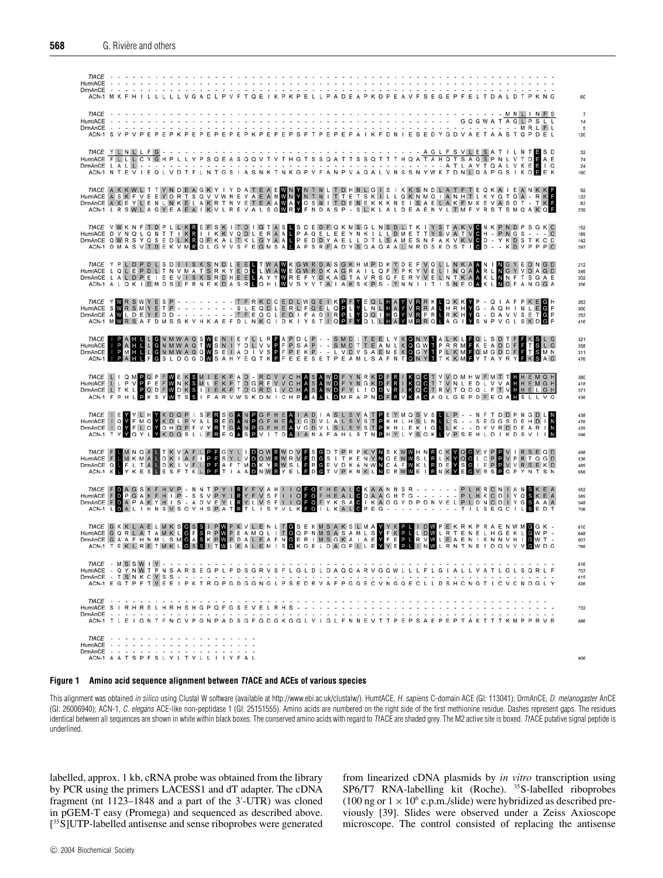**Figure 1 Amino acid sequence alignment between *Tt*ACE and ACEs of various species**

This alignment was obtained *in silico* using Clustal W software (available at http://www.ebi.ac.uk/clustalw/). HumtACE, *H. sapiens* C-domain ACE (GI: 113041); DrmAnCE, *D. melanogaster* AnCE (GI: 26006940); ACN-1, *C. elegans* ACE-like non-peptidase 1 (GI: 25151555). Amino acids are numbered on the right side of the first methionine residue. Dashes represent gaps. The residues identical between all sequences are shown in white within black boxes. The conserved amino acids with regard to *Tt*ACE are shaded grey. The M2 active site is boxed. *Tt*ACE putative signal peptide is underlined.

labelled, approx. 1 kb, cRNA probe was obtained from the library by PCR using the primers LACESS1 and dT adapter. The cDNA fragment (nt 1123–1848 and a part of the 3′-UTR) was cloned in pGEM-T easy (Promega) and sequenced as described above. [$^{35}$S]UTP-labelled antisense and sense riboprobes were generated from linearized cDNA plasmids by *in vitro* transcription using SP6/T7 RNA-labelling kit (Roche). $^{35}$S-labelled riboprobes (100 ng or $1 \times 10^6$ c.p.m./slide) were hybridized as described previously [39]. Slides were observed under a Zeiss Axioscope microscope. The control consisted of replacing the antisense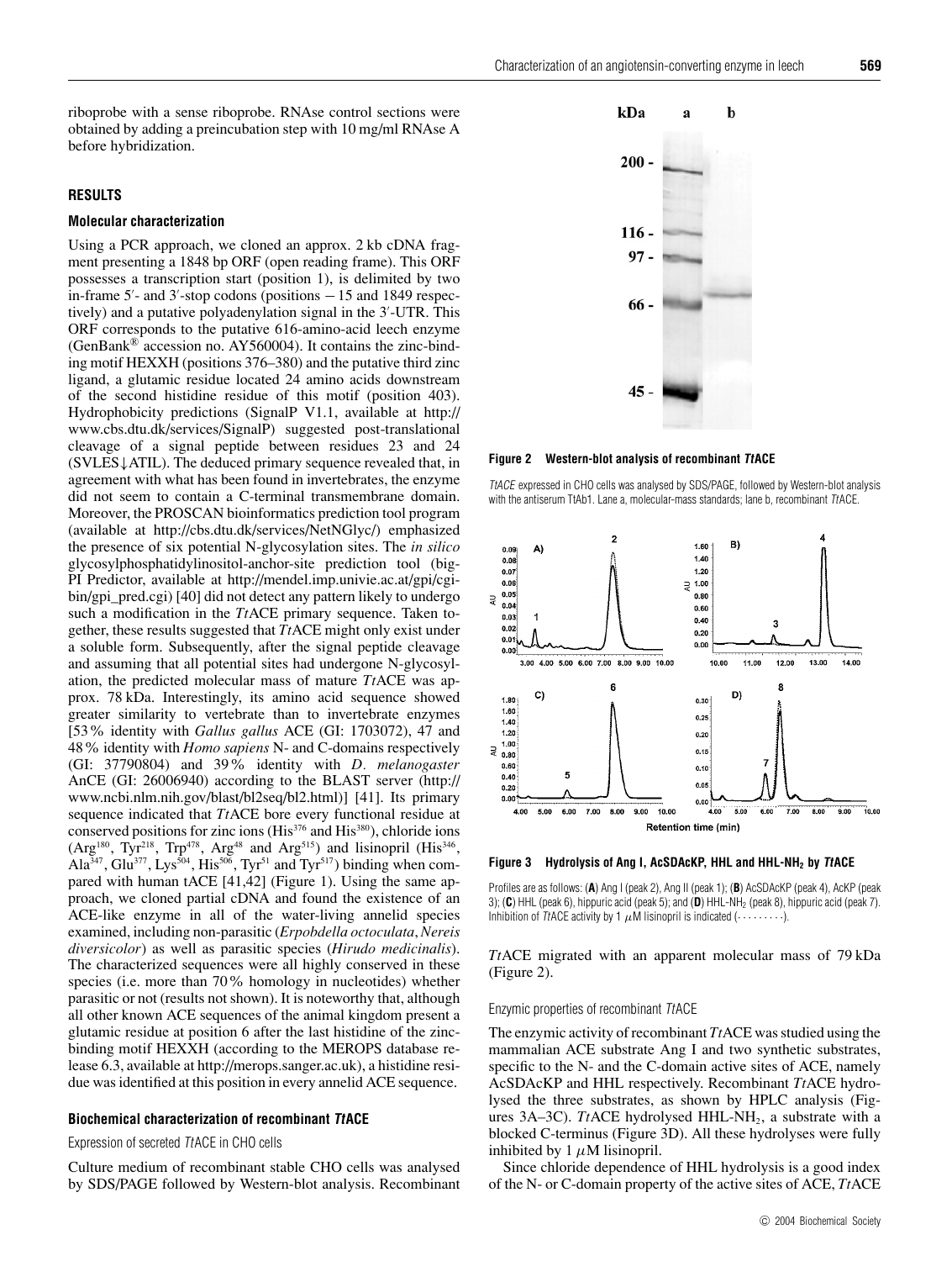riboprobe with a sense riboprobe. RNAse control sections were obtained by adding a preincubation step with 10 mg/ml RNAse A before hybridization.

## RESULTS

### Molecular characterization

Using a PCR approach, we cloned an approx. 2 kb cDNA fragment presenting a 1848 bp ORF (open reading frame). This ORF possesses a transcription start (position 1), is delimited by two in-frame 5′- and 3′-stop codons (positions − 15 and 1849 respectively) and a putative polyadenylation signal in the 3′-UTR. This ORF corresponds to the putative 616-amino-acid leech enzyme (GenBank® accession no. AY560004). It contains the zinc-binding motif HEXXH (positions 376–380) and the putative third zinc ligand, a glutamic residue located 24 amino acids downstream of the second histidine residue of this motif (position 403). Hydrophobicity predictions (SignalP V1.1, available at http://www.cbs.dtu.dk/services/SignalP) suggested post-translational cleavage of a signal peptide between residues 23 and 24 (SVLES↓ATIL). The deduced primary sequence revealed that, in agreement with what has been found in invertebrates, the enzyme did not seem to contain a C-terminal transmembrane domain. Moreover, the PROSCAN bioinformatics prediction tool program (available at http://cbs.dtu.dk/services/NetNGlyc/) emphasized the presence of six potential N-glycosylation sites. The *in silico* glycosylphosphatidylinositol-anchor-site prediction tool (big-PI Predictor, available at http://mendel.imp.univie.ac.at/gpi/cgi-bin/gpi_pred.cgi) [40] did not detect any pattern likely to undergo such a modification in the *Tt*ACE primary sequence. Taken together, these results suggested that *Tt*ACE might only exist under a soluble form. Subsequently, after the signal peptide cleavage and assuming that all potential sites had undergone N-glycosylation, the predicted molecular mass of mature *Tt*ACE was approx. 78 kDa. Interestingly, its amino acid sequence showed greater similarity to vertebrate than to invertebrate enzymes [53 % identity with *Gallus gallus* ACE (GI: 1703072), 47 and 48 % identity with *Homo sapiens* N- and C-domains respectively (GI: 37790804) and 39 % identity with *D. melanogaster* AnCE (GI: 26006940) according to the BLAST server (http://www.ncbi.nlm.nih.gov/blast/bl2seq/bl2.html)] [41]. Its primary sequence indicated that *Tt*ACE bore every functional residue at conserved positions for zinc ions ($His^{376}$ and $His^{380}$), chloride ions ($Arg^{180}$, $Tyr^{218}$, $Trp^{478}$, $Arg^{48}$ and $Arg^{515}$) and lisinopril ($His^{346}$, $Ala^{347}$, $Glu^{377}$, $Lys^{504}$, $His^{506}$, $Tyr^{51}$ and $Tyr^{517}$) binding when compared with human tACE [41,42] (Figure 1). Using the same approach, we cloned partial cDNA and found the existence of an ACE-like enzyme in all of the water-living annelid species examined, including non-parasitic (*Erpobdella octoculata*, *Nereis diversicolor*) as well as parasitic species (*Hirudo medicinalis*). The characterized sequences were all highly conserved in these species (i.e. more than 70 % homology in nucleotides) whether parasitic or not (results not shown). It is noteworthy that, although all other known ACE sequences of the animal kingdom present a glutamic residue at position 6 after the last histidine of the zinc-binding motif HEXXH (according to the MEROPS database release 6.3, available at http://merops.sanger.ac.uk), a histidine residue was identified at this position in every annelid ACE sequence.

### Biochemical characterization of recombinant *Tt*ACE

#### Expression of secreted *Tt*ACE in CHO cells

Culture medium of recombinant stable CHO cells was analysed by SDS/PAGE followed by Western-blot analysis. Recombinant *Tt*ACE migrated with an apparent molecular mass of 79 kDa (Figure 2).

**Figure 2 Western-blot analysis of recombinant *Tt*ACE**

*Tt*ACE expressed in CHO cells was analysed by SDS/PAGE, followed by Western-blot analysis with the antiserum TtAb1. Lane a, molecular-mass standards; lane b, recombinant *Tt*ACE.

**Figure 3 Hydrolysis of Ang I, AcSDAcKP, HHL and HHL-$NH_2$ by *Tt*ACE**

Profiles are as follows: (**A**) Ang I (peak 2), Ang II (peak 1); (**B**) AcSDAcKP (peak 4), AcKP (peak 3); (**C**) HHL (peak 6), hippuric acid (peak 5); and (**D**) HHL-$NH_2$ (peak 8), hippuric acid (peak 7). Inhibition of *Tt*ACE activity by 1 $\mu$M lisinopril is indicated (·········).

#### Enzymic properties of recombinant *Tt*ACE

The enzymic activity of recombinant *Tt*ACE was studied using the mammalian ACE substrate Ang I and two synthetic substrates, specific to the N- and the C-domain active sites of ACE, namely AcSDAcKP and HHL respectively. Recombinant *Tt*ACE hydrolysed the three substrates, as shown by HPLC analysis (Figures 3A–3C). *Tt*ACE hydrolysed HHL-$NH_2$, a substrate with a blocked C-terminus (Figure 3D). All these hydrolyses were fully inhibited by 1 $\mu$M lisinopril.

Since chloride dependence of HHL hydrolysis is a good index of the N- or C-domain property of the active sites of ACE, *Tt*ACE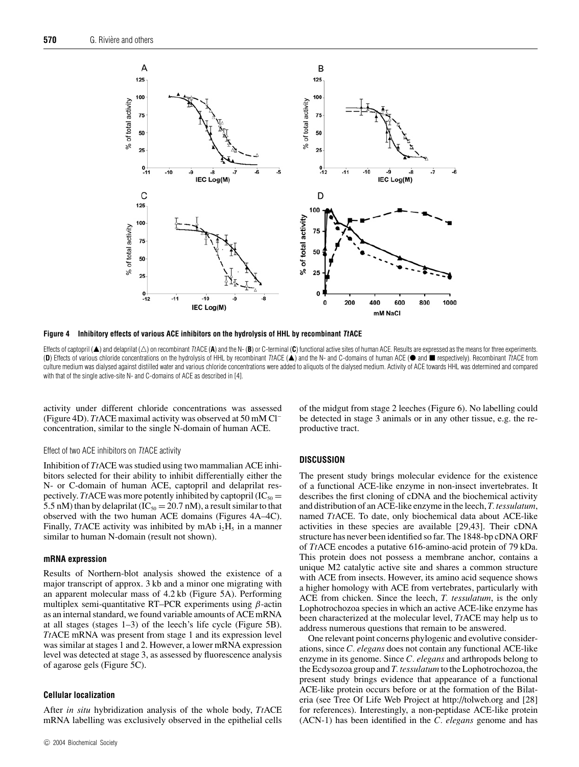**Figure 4 Inhibitory effects of various ACE inhibitors on the hydrolysis of HHL by recombinant *Tt*ACE**

Effects of captopril (▲) and delaprilat (△) on recombinant *Tt*ACE (**A**) and the N- (**B**) or C-terminal (**C**) functional active sites of human ACE. Results are expressed as the means for three experiments. (**D**) Effects of various chloride concentrations on the hydrolysis of HHL by recombinant *Tt*ACE (▲) and the N- and C-domains of human ACE (● and ■ respectively). Recombinant *Tt*ACE from culture medium was dialysed against distilled water and various chloride concentrations were added to aliquots of the dialysed medium. Activity of ACE towards HHL was determined and compared with that of the single active-site N- and C-domains of ACE as described in [4].

activity under different chloride concentrations was assessed (Figure 4D). *Tt*ACE maximal activity was observed at 50 mM $Cl^-$ concentration, similar to the single N-domain of human ACE.

### Effect of two ACE inhibitors on *Tt*ACE activity

Inhibition of *Tt*ACE was studied using two mammalian ACE inhibitors selected for their ability to inhibit differentially either the N- or C-domain of human ACE, captopril and delaprilat respectively. *Tt*ACE was more potently inhibited by captopril ($IC_{50} =$ 5.5 nM) than by delaprilat ($IC_{50} = 20.7$ nM), a result similar to that observed with the two human ACE domains (Figures 4A–4C). Finally, *Tt*ACE activity was inhibited by mAb $i_2H_5$ in a manner similar to human N-domain (result not shown).

### mRNA expression

Results of Northern-blot analysis showed the existence of a major transcript of approx. 3 kb and a minor one migrating with an apparent molecular mass of 4.2 kb (Figure 5A). Performing multiplex semi-quantitative RT–PCR experiments using $\beta$-actin as an internal standard, we found variable amounts of ACE mRNA at all stages (stages 1–3) of the leech's life cycle (Figure 5B). *Tt*ACE mRNA was present from stage 1 and its expression level was similar at stages 1 and 2. However, a lower mRNA expression level was detected at stage 3, as assessed by fluorescence analysis of agarose gels (Figure 5C).

### Cellular localization

After *in situ* hybridization analysis of the whole body, *Tt*ACE mRNA labelling was exclusively observed in the epithelial cells of the midgut from stage 2 leeches (Figure 6). No labelling could be detected in stage 3 animals or in any other tissue, e.g. the reproductive tract.

## DISCUSSION

The present study brings molecular evidence for the existence of a functional ACE-like enzyme in non-insect invertebrates. It describes the first cloning of cDNA and the biochemical activity and distribution of an ACE-like enzyme in the leech, *T. tessulatum*, named *Tt*ACE. To date, only biochemical data about ACE-like activities in these species are available [29,43]. Their cDNA structure has never been identified so far. The 1848-bp cDNA ORF of *Tt*ACE encodes a putative 616-amino-acid protein of 79 kDa. This protein does not possess a membrane anchor, contains a unique M2 catalytic active site and shares a common structure with ACE from insects. However, its amino acid sequence shows a higher homology with ACE from vertebrates, particularly with ACE from chicken. Since the leech, *T. tessulatum*, is the only Lophotrochozoa species in which an active ACE-like enzyme has been characterized at the molecular level, *Tt*ACE may help us to address numerous questions that remain to be answered.

One relevant point concerns phylogenic and evolutive considerations, since *C. elegans* does not contain any functional ACE-like enzyme in its genome. Since *C. elegans* and arthropods belong to the Ecdysozoa group and *T. tessulatum* to the Lophotrochozoa, the present study brings evidence that appearance of a functional ACE-like protein occurs before or at the formation of the Bilateria (see Tree Of Life Web Project at http://tolweb.org and [28] for references). Interestingly, a non-peptidase ACE-like protein (ACN-1) has been identified in the *C. elegans* genome and has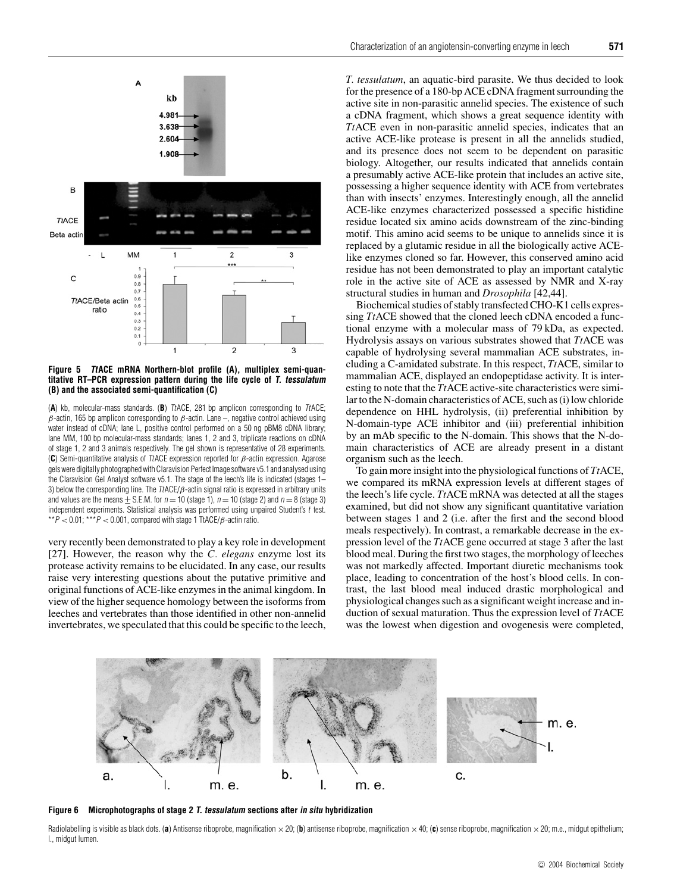**Figure 5 TtACE mRNA Northern-blot profile (A), multiplex semi-quantitative RT–PCR expression pattern during the life cycle of *T. tessulatum* (B) and the associated semi-quantification (C)**

(**A**) kb, molecular-mass standards. (**B**) *Tt*ACE, 281 bp amplicon corresponding to *Tt*ACE; β-actin, 165 bp amplicon corresponding to β-actin. Lane −, negative control achieved using water instead of cDNA; lane L, positive control performed on a 50 ng pBM8 cDNA library; lane MM, 100 bp molecular-mass standards; lanes 1, 2 and 3, triplicate reactions on cDNA of stage 1, 2 and 3 animals respectively. The gel shown is representative of 28 experiments. (**C**) Semi-quantitative analysis of *Tt*ACE expression reported for β-actin expression. Agarose gels were digitally photographed with Claravision Perfect Image software v5.1 and analysed using the Claravision Gel Analyst software v5.1. The stage of the leech's life is indicated (stages 1–3) below the corresponding line. The *Tt*ACE/β-actin signal ratio is expressed in arbitrary units and values are the means ± S.E.M. for $n = 10$ (stage 1), $n = 10$ (stage 2) and $n = 8$ (stage 3) independent experiments. Statistical analysis was performed using unpaired Student's *t* test. \*\*$P < 0.01$; \*\*\*$P < 0.001$, compared with stage 1 TtACE/β-actin ratio.

very recently been demonstrated to play a key role in development [27]. However, the reason why the *C. elegans* enzyme lost its protease activity remains to be elucidated. In any case, our results raise very interesting questions about the putative primitive and original functions of ACE-like enzymes in the animal kingdom. In view of the higher sequence homology between the isoforms from leeches and vertebrates than those identified in other non-annelid invertebrates, we speculated that this could be specific to the leech, *T. tessulatum*, an aquatic-bird parasite. We thus decided to look for the presence of a 180-bp ACE cDNA fragment surrounding the active site in non-parasitic annelid species. The existence of such a cDNA fragment, which shows a great sequence identity with *Tt*ACE even in non-parasitic annelid species, indicates that an active ACE-like protease is present in all the annelids studied, and its presence does not seem to be dependent on parasitic biology. Altogether, our results indicated that annelids contain a presumably active ACE-like protein that includes an active site, possessing a higher sequence identity with ACE from vertebrates than with insects' enzymes. Interestingly enough, all the annelid ACE-like enzymes characterized possessed a specific histidine residue located six amino acids downstream of the zinc-binding motif. This amino acid seems to be unique to annelids since it is replaced by a glutamic residue in all the biologically active ACE-like enzymes cloned so far. However, this conserved amino acid residue has not been demonstrated to play an important catalytic role in the active site of ACE as assessed by NMR and X-ray structural studies in human and *Drosophila* [42,44].

Biochemical studies of stably transfected CHO-K1 cells expressing *Tt*ACE showed that the cloned leech cDNA encoded a functional enzyme with a molecular mass of 79 kDa, as expected. Hydrolysis assays on various substrates showed that *Tt*ACE was capable of hydrolysing several mammalian ACE substrates, including a C-amidated substrate. In this respect, *Tt*ACE, similar to mammalian ACE, displayed an endopeptidase activity. It is interesting to note that the *Tt*ACE active-site characteristics were similar to the N-domain characteristics of ACE, such as (i) low chloride dependence on HHL hydrolysis, (ii) preferential inhibition by N-domain-type ACE inhibitor and (iii) preferential inhibition by an mAb specific to the N-domain. This shows that the N-domain characteristics of ACE are already present in a distant organism such as the leech.

To gain more insight into the physiological functions of *Tt*ACE, we compared its mRNA expression levels at different stages of the leech's life cycle. *Tt*ACE mRNA was detected at all the stages examined, but did not show any significant quantitative variation between stages 1 and 2 (i.e. after the first and the second blood meals respectively). In contrast, a remarkable decrease in the expression level of the *Tt*ACE gene occurred at stage 3 after the last blood meal. During the first two stages, the morphology of leeches was not markedly affected. Important diuretic mechanisms took place, leading to concentration of the host's blood cells. In contrast, the last blood meal induced drastic morphological and physiological changes such as a significant weight increase and induction of sexual maturation. Thus the expression level of *Tt*ACE was the lowest when digestion and ovogenesis were completed,

**Figure 6 Microphotographs of stage 2 *T. tessulatum* sections after *in situ* hybridization**

Radiolabelling is visible as black dots. (**a**) Antisense riboprobe, magnification × 20; (**b**) antisense riboprobe, magnification × 40; (**c**) sense riboprobe, magnification × 20; m.e., midgut epithelium; l., midgut lumen.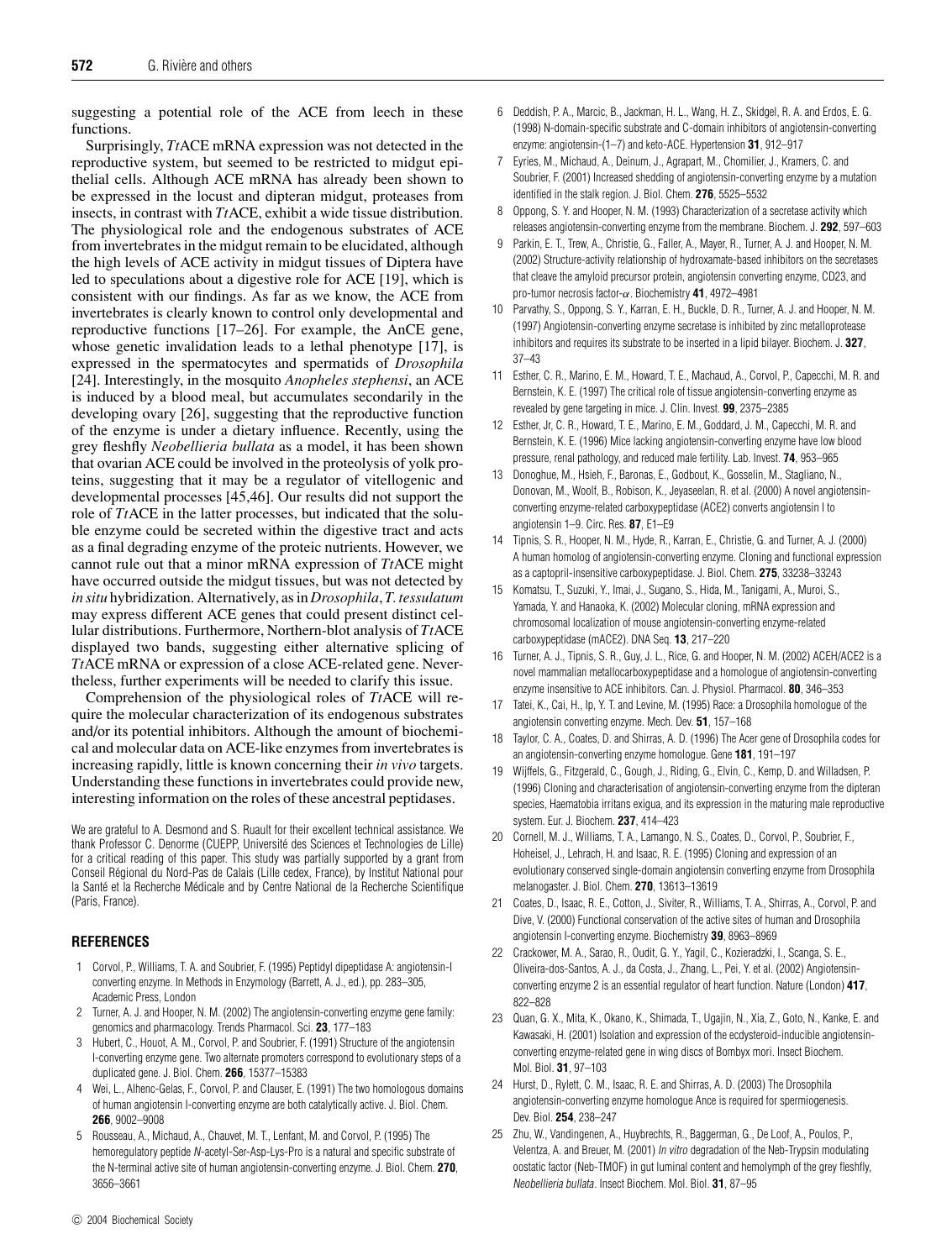suggesting a potential role of the ACE from leech in these functions.

Surprisingly, *Tt*ACE mRNA expression was not detected in the reproductive system, but seemed to be restricted to midgut epithelial cells. Although ACE mRNA has already been shown to be expressed in the locust and dipteran midgut, proteases from insects, in contrast with *Tt*ACE, exhibit a wide tissue distribution. The physiological role and the endogenous substrates of ACE from invertebrates in the midgut remain to be elucidated, although the high levels of ACE activity in midgut tissues of Diptera have led to speculations about a digestive role for ACE [19], which is consistent with our findings. As far as we know, the ACE from invertebrates is clearly known to control only developmental and reproductive functions [17–26]. For example, the AnCE gene, whose genetic invalidation leads to a lethal phenotype [17], is expressed in the spermatocytes and spermatids of *Drosophila* [24]. Interestingly, in the mosquito *Anopheles stephensi*, an ACE is induced by a blood meal, but accumulates secondarily in the developing ovary [26], suggesting that the reproductive function of the enzyme is under a dietary influence. Recently, using the grey fleshfly *Neobellieria bullata* as a model, it has been shown that ovarian ACE could be involved in the proteolysis of yolk proteins, suggesting that it may be a regulator of vitellogenic and developmental processes [45,46]. Our results did not support the role of *Tt*ACE in the latter processes, but indicated that the soluble enzyme could be secreted within the digestive tract and acts as a final degrading enzyme of the proteic nutrients. However, we cannot rule out that a minor mRNA expression of *Tt*ACE might have occurred outside the midgut tissues, but was not detected by *in situ* hybridization. Alternatively, as in *Drosophila*, *T. tessulatum* may express different ACE genes that could present distinct cellular distributions. Furthermore, Northern-blot analysis of *Tt*ACE displayed two bands, suggesting either alternative splicing of *Tt*ACE mRNA or expression of a close ACE-related gene. Nevertheless, further experiments will be needed to clarify this issue.

Comprehension of the physiological roles of *Tt*ACE will require the molecular characterization of its endogenous substrates and/or its potential inhibitors. Although the amount of biochemical and molecular data on ACE-like enzymes from invertebrates is increasing rapidly, little is known concerning their *in vivo* targets. Understanding these functions in invertebrates could provide new, interesting information on the roles of these ancestral peptidases.

We are grateful to A. Desmond and S. Ruault for their excellent technical assistance. We thank Professor C. Denorme (CUEPP, Université des Sciences et Technologies de Lille) for a critical reading of this paper. This study was partially supported by a grant from Conseil Régional du Nord-Pas de Calais (Lille cedex, France), by Institut National pour la Santé et la Recherche Médicale and by Centre National de la Recherche Scientifique (Paris, France).

## REFERENCES

1. Corvol, P., Williams, T. A. and Soubrier, F. (1995) Peptidyl dipeptidase A: angiotensin-I converting enzyme. In Methods in Enzymology (Barrett, A. J., ed.), pp. 283–305, Academic Press, London
2. Turner, A. J. and Hooper, N. M. (2002) The angiotensin-converting enzyme gene family: genomics and pharmacology. Trends Pharmacol. Sci. **23**, 177–183
3. Hubert, C., Houot, A. M., Corvol, P. and Soubrier, F. (1991) Structure of the angiotensin I-converting enzyme gene. Two alternate promoters correspond to evolutionary steps of a duplicated gene. J. Biol. Chem. **266**, 15377–15383
4. Wei, L., Alhenc-Gelas, F., Corvol, P. and Clauser, E. (1991) The two homologous domains of human angiotensin I-converting enzyme are both catalytically active. J. Biol. Chem. **266**, 9002–9008
5. Rousseau, A., Michaud, A., Chauvet, M. T., Lenfant, M. and Corvol, P. (1995) The hemoregulatory peptide *N*-acetyl-Ser-Asp-Lys-Pro is a natural and specific substrate of the N-terminal active site of human angiotensin-converting enzyme. J. Biol. Chem. **270**, 3656–3661
6. Deddish, P. A., Marcic, B., Jackman, H. L., Wang, H. Z., Skidgel, R. A. and Erdos, E. G. (1998) N-domain-specific substrate and C-domain inhibitors of angiotensin-converting enzyme: angiotensin-(1–7) and keto-ACE. Hypertension **31**, 912–917
7. Eyries, M., Michaud, A., Deinum, J., Agrapart, M., Chomilier, J., Kramers, C. and Soubrier, F. (2001) Increased shedding of angiotensin-converting enzyme by a mutation identified in the stalk region. J. Biol. Chem. **276**, 5525–5532
8. Oppong, S. Y. and Hooper, N. M. (1993) Characterization of a secretase activity which releases angiotensin-converting enzyme from the membrane. Biochem. J. **292**, 597–603
9. Parkin, E. T., Trew, A., Christie, G., Faller, A., Mayer, R., Turner, A. J. and Hooper, N. M. (2002) Structure-activity relationship of hydroxamate-based inhibitors on the secretases that cleave the amyloid precursor protein, angiotensin converting enzyme, CD23, and pro-tumor necrosis factor-$\alpha$. Biochemistry **41**, 4972–4981
10. Parvathy, S., Oppong, S. Y., Karran, E. H., Buckle, D. R., Turner, A. J. and Hooper, N. M. (1997) Angiotensin-converting enzyme secretase is inhibited by zinc metalloprotease inhibitors and requires its substrate to be inserted in a lipid bilayer. Biochem. J. **327**, 37–43
11. Esther, C. R., Marino, E. M., Howard, T. E., Machaud, A., Corvol, P., Capecchi, M. R. and Bernstein, K. E. (1997) The critical role of tissue angiotensin-converting enzyme as revealed by gene targeting in mice. J. Clin. Invest. **99**, 2375–2385
12. Esther, Jr, C. R., Howard, T. E., Marino, E. M., Goddard, J. M., Capecchi, M. R. and Bernstein, K. E. (1996) Mice lacking angiotensin-converting enzyme have low blood pressure, renal pathology, and reduced male fertility. Lab. Invest. **74**, 953–965
13. Donoghue, M., Hsieh, F., Baronas, E., Godbout, K., Gosselin, M., Stagliano, N., Donovan, M., Woolf, B., Robison, K., Jeyaseelan, R. et al. (2000) A novel angiotensin-converting enzyme-related carboxypeptidase (ACE2) converts angiotensin I to angiotensin 1–9. Circ. Res. **87**, E1–E9
14. Tipnis, S. R., Hooper, N. M., Hyde, R., Karran, E., Christie, G. and Turner, A. J. (2000) A human homolog of angiotensin-converting enzyme. Cloning and functional expression as a captopril-insensitive carboxypeptidase. J. Biol. Chem. **275**, 33238–33243
15. Komatsu, T., Suzuki, Y., Imai, J., Sugano, S., Hida, M., Tanigami, A., Muroi, S., Yamada, Y. and Hanaoka, K. (2002) Molecular cloning, mRNA expression and chromosomal localization of mouse angiotensin-converting enzyme-related carboxypeptidase (mACE2). DNA Seq. **13**, 217–220
16. Turner, A. J., Tipnis, S. R., Guy, J. L., Rice, G. and Hooper, N. M. (2002) ACEH/ACE2 is a novel mammalian metallocarboxypeptidase and a homologue of angiotensin-converting enzyme insensitive to ACE inhibitors. Can. J. Physiol. Pharmacol. **80**, 346–353
17. Tatei, K., Cai, H., Ip, Y. T. and Levine, M. (1995) Race: a Drosophila homologue of the angiotensin converting enzyme. Mech. Dev. **51**, 157–168
18. Taylor, C. A., Coates, D. and Shirras, A. D. (1996) The Acer gene of Drosophila codes for an angiotensin-converting enzyme homologue. Gene **181**, 191–197
19. Wijffels, G., Fitzgerald, C., Gough, J., Riding, G., Elvin, C., Kemp, D. and Willadsen, P. (1996) Cloning and characterisation of angiotensin-converting enzyme from the dipteran species, Haematobia irritans exigua, and its expression in the maturing male reproductive system. Eur. J. Biochem. **237**, 414–423
20. Cornell, M. J., Williams, T. A., Lamango, N. S., Coates, D., Corvol, P., Soubrier, F., Hoheisel, J., Lehrach, H. and Isaac, R. E. (1995) Cloning and expression of an evolutionary conserved single-domain angiotensin converting enzyme from Drosophila melanogaster. J. Biol. Chem. **270**, 13613–13619
21. Coates, D., Isaac, R. E., Cotton, J., Siviter, R., Williams, T. A., Shirras, A., Corvol, P. and Dive, V. (2000) Functional conservation of the active sites of human and Drosophila angiotensin I-converting enzyme. Biochemistry **39**, 8963–8969
22. Crackower, M. A., Sarao, R., Oudit, G. Y., Yagil, C., Kozieradzki, I., Scanga, S. E., Oliveira-dos-Santos, A. J., da Costa, J., Zhang, L., Pei, Y. et al. (2002) Angiotensin-converting enzyme 2 is an essential regulator of heart function. Nature (London) **417**, 822–828
23. Quan, G. X., Mita, K., Okano, K., Shimada, T., Ugajin, N., Xia, Z., Goto, N., Kanke, E. and Kawasaki, H. (2001) Isolation and expression of the ecdysteroid-inducible angiotensin-converting enzyme-related gene in wing discs of Bombyx mori. Insect Biochem. Mol. Biol. **31**, 97–103
24. Hurst, D., Rylett, C. M., Isaac, R. E. and Shirras, A. D. (2003) The Drosophila angiotensin-converting enzyme homologue Ance is required for spermiogenesis. Dev. Biol. **254**, 238–247
25. Zhu, W., Vandingenen, A., Huybrechts, R., Baggerman, G., De Loof, A., Poulos, P., Velentza, A. and Breuer, M. (2001) *In vitro* degradation of the Neb-Trypsin modulating oostatic factor (Neb-TMOF) in gut luminal content and hemolymph of the grey fleshfly, *Neobellieria bullata*. Insect Biochem. Mol. Biol. **31**, 87–95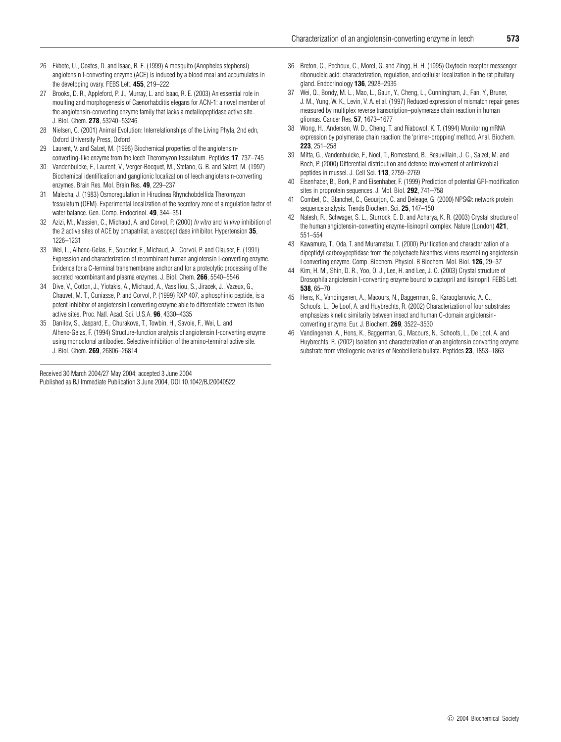26 Ekbote, U., Coates, D. and Isaac, R. E. (1999) A mosquito (Anopheles stephensi) angiotensin I-converting enzyme (ACE) is induced by a blood meal and accumulates in the developing ovary. FEBS Lett. **455**, 219–222

27 Brooks, D. R., Appleford, P. J., Murray, L. and Isaac, R. E. (2003) An essential role in moulting and morphogenesis of Caenorhabditis elegans for ACN-1: a novel member of the angiotensin-converting enzyme family that lacks a metallopeptidase active site. J. Biol. Chem. **278**, 53240–53246

28 Nielsen, C. (2001) Animal Evolution: Interrelationships of the Living Phyla, 2nd edn, Oxford University Press, Oxford

29 Laurent, V. and Salzet, M. (1996) Biochemical properties of the angiotensin-converting-like enzyme from the leech Theromyzon tessulatum. Peptides **17**, 737–745

30 Vandenbulcke, F., Laurent, V., Verger-Bocquet, M., Stefano, G. B. and Salzet, M. (1997) Biochemical identification and ganglionic localization of leech angiotensin-converting enzymes. Brain Res. Mol. Brain Res. **49**, 229–237

31 Malecha, J. (1983) Osmoregulation in Hirudinea Rhynchobdellida Theromyzon tessulatum (OFM). Experimental localization of the secretory zone of a regulation factor of water balance. Gen. Comp. Endocrinol. **49**, 344–351

32 Azizi, M., Massien, C., Michaud, A. and Corvol, P. (2000) *In vitro* and *in vivo* inhibition of the 2 active sites of ACE by omapatrilat, a vasopeptidase inhibitor. Hypertension **35**, 1226–1231

33 Wei, L., Alhenc-Gelas, F., Soubrier, F., Michaud, A., Corvol, P. and Clauser, E. (1991) Expression and characterization of recombinant human angiotensin I-converting enzyme. Evidence for a C-terminal transmembrane anchor and for a proteolytic processing of the secreted recombinant and plasma enzymes. J. Biol. Chem. **266**, 5540–5546

34 Dive, V., Cotton, J., Yiotakis, A., Michaud, A., Vassiliou, S., Jiracek, J., Vazeux, G., Chauvet, M. T., Cuniasse, P. and Corvol, P. (1999) RXP 407, a phosphinic peptide, is a potent inhibitor of angiotensin I converting enzyme able to differentiate between its two active sites. Proc. Natl. Acad. Sci. U.S.A. **96**, 4330–4335

35 Danilov, S., Jaspard, E., Churakova, T., Towbin, H., Savoie, F., Wei, L. and Alhenc-Gelas, F. (1994) Structure-function analysis of angiotensin I-converting enzyme using monoclonal antibodies. Selective inhibition of the amino-terminal active site. J. Biol. Chem. **269**, 26806–26814

36 Breton, C., Pechoux, C., Morel, G. and Zingg, H. H. (1995) Oxytocin receptor messenger ribonucleic acid: characterization, regulation, and cellular localization in the rat pituitary gland. Endocrinology **136**, 2928–2936

37 Wei, Q., Bondy, M. L., Mao, L., Gaun, Y., Cheng, L., Cunningham, J., Fan, Y., Bruner, J. M., Yung, W. K., Levin, V. A. et al. (1997) Reduced expression of mismatch repair genes measured by multiplex reverse transcription–polymerase chain reaction in human gliomas. Cancer Res. **57**, 1673–1677

38 Wong, H., Anderson, W. D., Cheng, T. and Riabowol, K. T. (1994) Monitoring mRNA expression by polymerase chain reaction: the 'primer-dropping' method. Anal. Biochem. **223**, 251–258

39 Mitta, G., Vandenbulcke, F., Noel, T., Romestand, B., Beauvillain, J. C., Salzet, M. and Roch, P. (2000) Differential distribution and defence involvement of antimicrobial peptides in mussel. J. Cell Sci. **113**, 2759–2769

40 Eisenhaber, B., Bork, P. and Eisenhaber, F. (1999) Prediction of potential GPI-modification sites in proprotein sequences. J. Mol. Biol. **292**, 741–758

41 Combet, C., Blanchet, C., Geourjon, C. and Deleage, G. (2000) NPS@: network protein sequence analysis. Trends Biochem. Sci. **25**, 147–150

42 Natesh, R., Schwager, S. L., Sturrock, E. D. and Acharya, K. R. (2003) Crystal structure of the human angiotensin-converting enzyme-lisinopril complex. Nature (London) **421**, 551–554

43 Kawamura, T., Oda, T. and Muramatsu, T. (2000) Purification and characterization of a dipeptidyl carboxypeptidase from the polychaete Neanthes virens resembling angiotensin I converting enzyme. Comp. Biochem. Physiol. B Biochem. Mol. Biol. **126**, 29–37

44 Kim, H. M., Shin, D. R., Yoo, O. J., Lee, H. and Lee, J. O. (2003) Crystal structure of Drosophila angiotensin I-converting enzyme bound to captopril and lisinopril. FEBS Lett. **538**, 65–70

45 Hens, K., Vandingenen, A., Macours, N., Baggerman, G., Karaoglanovic, A. C., Schoofs, L., De Loof, A. and Huybrechts, R. (2002) Characterization of four substrates emphasizes kinetic similarity between insect and human C-domain angiotensin-converting enzyme. Eur. J. Biochem. **269**, 3522–3530

46 Vandingenen, A., Hens, K., Baggerman, G., Macours, N., Schoofs, L., De Loof, A. and Huybrechts, R. (2002) Isolation and characterization of an angiotensin converting enzyme substrate from vitellogenic ovaries of Neobellieria bullata. Peptides **23**, 1853–1863

Received 30 March 2004/27 May 2004; accepted 3 June 2004
Published as BJ Immediate Publication 3 June 2004, DOI 10.1042/BJ20040522